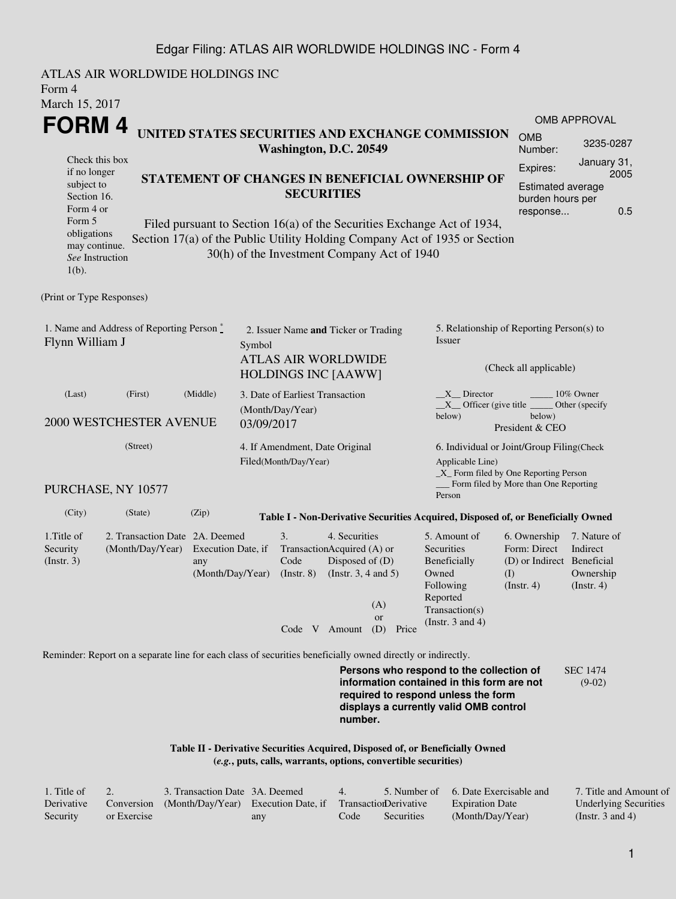Edgar Filing: ATLAS AIR WORLDWIDE HOLDINGS INC - Form 4

ATLAS AIR WORLDWIDE HOLDINGS INC
Form 4
March 15, 2017

# FORM 4

## UNITED STATES SECURITIES AND EXCHANGE COMMISSION
**Washington, D.C. 20549**

| OMB APPROVAL | |
|---|---|
| OMB Number: | 3235-0287 |
| Expires: | January 31, 2005 |
| Estimated average burden hours per response... | 0.5 |

Check this box if no longer subject to Section 16. Form 4 or Form 5 obligations may continue. *See* Instruction 1(b).

## STATEMENT OF CHANGES IN BENEFICIAL OWNERSHIP OF SECURITIES

Filed pursuant to Section 16(a) of the Securities Exchange Act of 1934, Section 17(a) of the Public Utility Holding Company Act of 1935 or Section 30(h) of the Investment Company Act of 1940

(Print or Type Responses)

1. Name and Address of Reporting Person *
Flynn William J

(Last) (First) (Middle)

2000 WESTCHESTER AVENUE

(Street)

PURCHASE, NY 10577

(City) (State) (Zip)

2. Issuer Name **and** Ticker or Trading Symbol
ATLAS AIR WORLDWIDE HOLDINGS INC [AAWW]

3. Date of Earliest Transaction (Month/Day/Year)
03/09/2017

4. If Amendment, Date Original Filed(Month/Day/Year)

5. Relationship of Reporting Person(s) to Issuer

(Check all applicable)

__X__ Director _____ 10% Owner
__X__ Officer (give title below) _____ Other (specify below)
President & CEO

6. Individual or Joint/Group Filing(Check Applicable Line)
_X_ Form filed by One Reporting Person
___ Form filed by More than One Reporting Person

**Table I - Non-Derivative Securities Acquired, Disposed of, or Beneficially Owned**

| 1.Title of Security (Instr. 3) | 2. Transaction Date (Month/Day/Year) | 2A. Deemed Execution Date, if any (Month/Day/Year) | 3. Transaction Code (Instr. 8) | | 4. Securities Acquired (A) or Disposed of (D) (Instr. 3, 4 and 5) | | | 5. Amount of Securities Beneficially Owned Following Reported Transaction(s) (Instr. 3 and 4) | 6. Ownership Form: Direct (D) or Indirect (I) (Instr. 4) | 7. Nature of Indirect Beneficial Ownership (Instr. 4) |
|---|---|---|---|---|---|---|---|---|---|---|
| | | | Code | V | Amount | (A) or (D) | Price | | | |

Reminder: Report on a separate line for each class of securities beneficially owned directly or indirectly.

**Persons who respond to the collection of information contained in this form are not required to respond unless the form displays a currently valid OMB control number.**

SEC 1474 (9-02)

**Table II - Derivative Securities Acquired, Disposed of, or Beneficially Owned**
**(*e.g.*, puts, calls, warrants, options, convertible securities)**

| 1. Title of Derivative Security | 2. Conversion or Exercise | 3. Transaction Date (Month/Day/Year) | 3A. Deemed Execution Date, if any | 4. Transaction Code | 5. Number of Derivative Securities | 6. Date Exercisable and Expiration Date (Month/Day/Year) | 7. Title and Amount of Underlying Securities (Instr. 3 and 4) |
|---|---|---|---|---|---|---|---|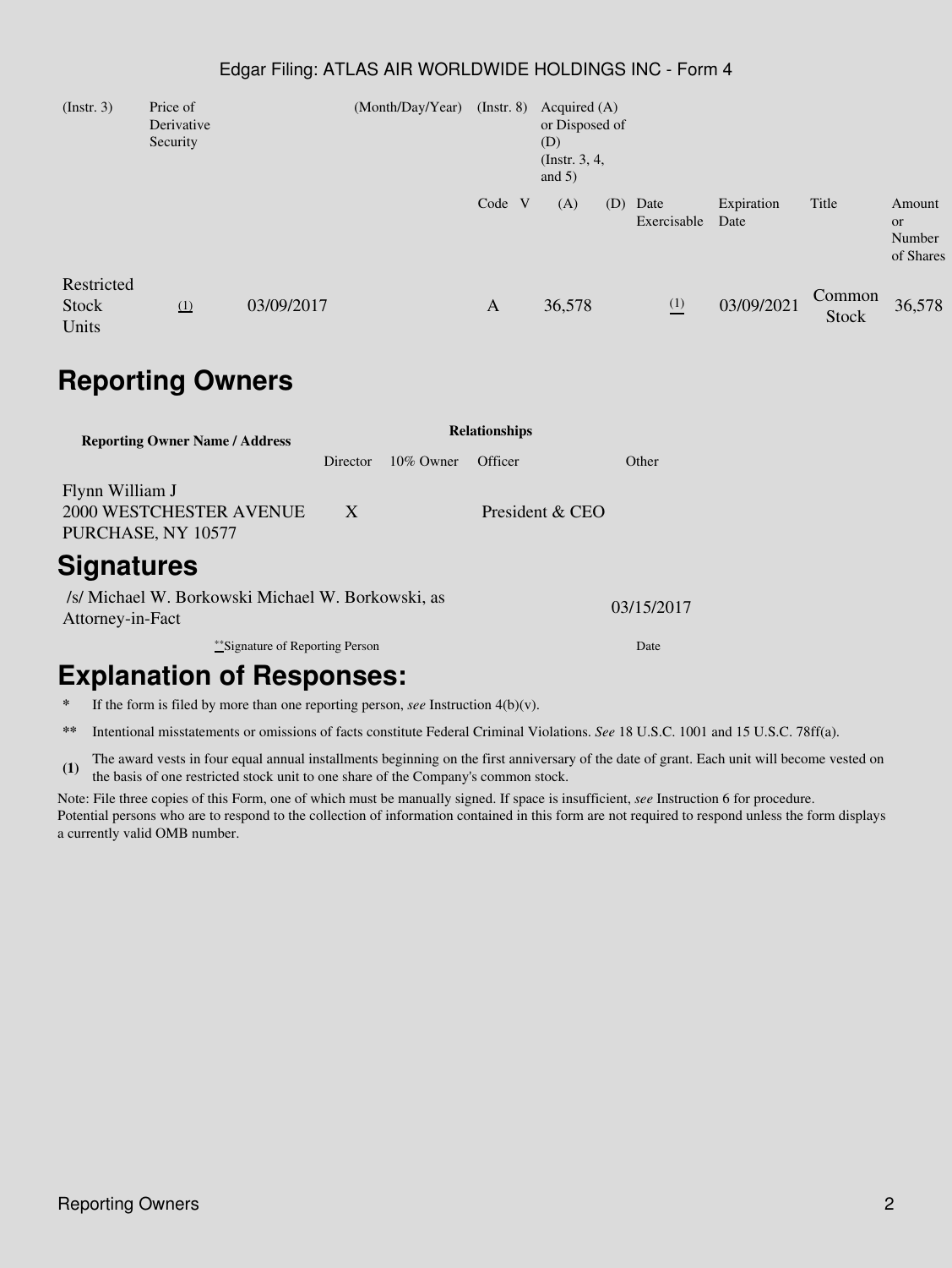| (Instr. 3) | Price of Derivative Security | | (Month/Day/Year) | (Instr. 8) | | Acquired (A) or Disposed of (D) (Instr. 3, 4, and 5) | | | | | |
|---|---|---|---|---|---|---|---|---|---|---|---|
| | | | | Code | V | (A) | (D) | Date Exercisable | Expiration Date | Title | Amount or Number of Shares |
| Restricted Stock Units | (1) | 03/09/2017 | | A | | 36,578 | | (1) | 03/09/2021 | Common Stock | 36,578 |

## Reporting Owners

| Reporting Owner Name / Address | Relationships | | | |
|---|---|---|---|---|
| | Director | 10% Owner | Officer | Other |
| Flynn William J<br>2000 WESTCHESTER AVENUE<br>PURCHASE, NY 10577 | X | | President & CEO | |

## Signatures

| | |
|---|---|
| /s/ Michael W. Borkowski Michael W. Borkowski, as Attorney-in-Fact | 03/15/2017 |
| **Signature of Reporting Person | Date |

## Explanation of Responses:

\* If the form is filed by more than one reporting person, *see* Instruction 4(b)(v).

** Intentional misstatements or omissions of facts constitute Federal Criminal Violations. *See* 18 U.S.C. 1001 and 15 U.S.C. 78ff(a).

**(1)** The award vests in four equal annual installments beginning on the first anniversary of the date of grant. Each unit will become vested on the basis of one restricted stock unit to one share of the Company's common stock.

Note: File three copies of this Form, one of which must be manually signed. If space is insufficient, *see* Instruction 6 for procedure.
Potential persons who are to respond to the collection of information contained in this form are not required to respond unless the form displays a currently valid OMB number.